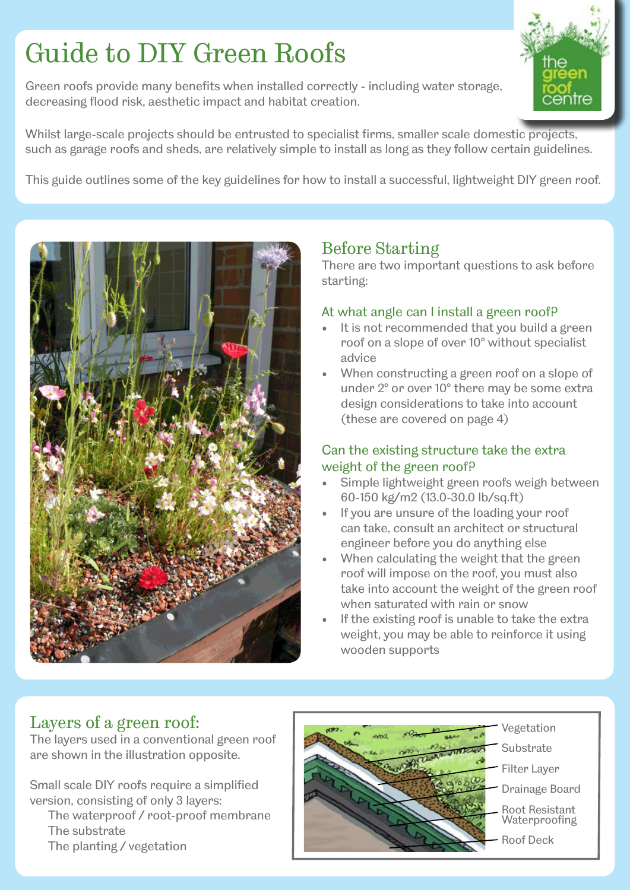# Guide to DIY Green Roofs

Green roofs provide many benefits when installed correctly - including water storage, decreasing flood risk, aesthetic impact and habitat creation.

Whilst large-scale projects should be entrusted to specialist firms, smaller scale domestic projects, such as garage roofs and sheds, are relatively simple to install as long as they follow certain guidelines.

This guide outlines some of the key guidelines for how to install a successful, lightweight DIY green roof.

## Before Starting

There are two important questions to ask before starting:

### At what angle can I install a green roof?

- It is not recommended that you build a green roof on a slope of over 10° without specialist advice
- When constructing a green roof on a slope of under 2° or over 10° there may be some extra design considerations to take into account (these are covered on page 4)

### Can the existing structure take the extra weight of the green roof?

- Simple lightweight green roofs weigh between 60-150 kg/m2 (13.0-30.0 lb/sq.ft)
- If you are unsure of the loading your roof can take, consult an architect or structural engineer before you do anything else
- When calculating the weight that the green roof will impose on the roof, you must also take into account the weight of the green roof when saturated with rain or snow
- If the existing roof is unable to take the extra weight, you may be able to reinforce it using wooden supports

## Layers of a green roof:

The layers used in a conventional green roof are shown in the illustration opposite.

Small scale DIY roofs require a simplified version, consisting of only 3 layers:

The waterproof / root-proof membrane
The substrate
The planting / vegetation

Vegetation
Substrate
Filter Layer
Drainage Board
Root Resistant Waterproofing
Roof Deck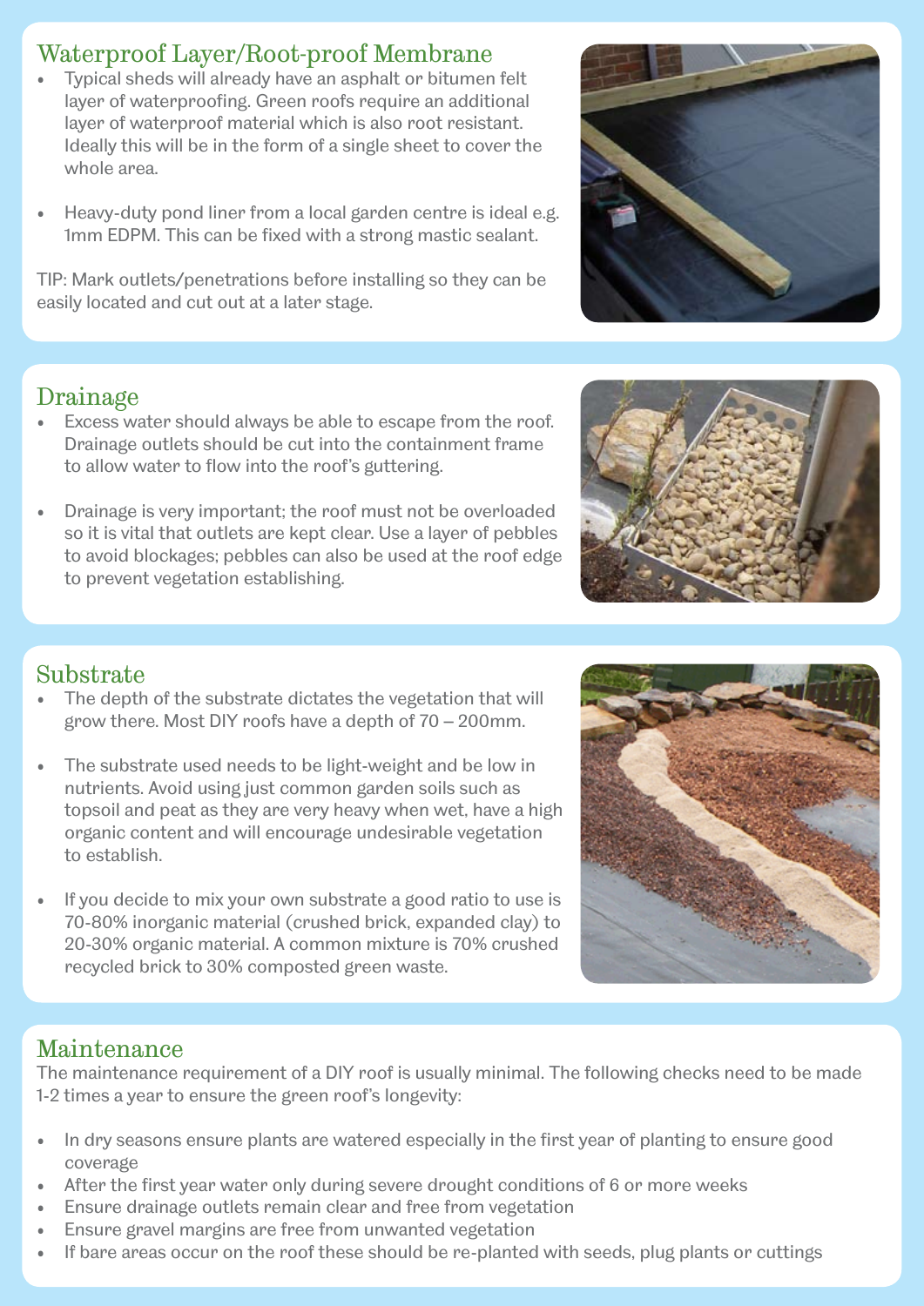## Waterproof Layer/Root-proof Membrane

- Typical sheds will already have an asphalt or bitumen felt layer of waterproofing. Green roofs require an additional layer of waterproof material which is also root resistant. Ideally this will be in the form of a single sheet to cover the whole area.
- Heavy-duty pond liner from a local garden centre is ideal e.g. 1mm EDPM. This can be fixed with a strong mastic sealant.

TIP: Mark outlets/penetrations before installing so they can be easily located and cut out at a later stage.

## Drainage

- Excess water should always be able to escape from the roof. Drainage outlets should be cut into the containment frame to allow water to flow into the roof's guttering.
- Drainage is very important; the roof must not be overloaded so it is vital that outlets are kept clear. Use a layer of pebbles to avoid blockages; pebbles can also be used at the roof edge to prevent vegetation establishing.

## Substrate

- The depth of the substrate dictates the vegetation that will grow there. Most DIY roofs have a depth of 70 – 200mm.
- The substrate used needs to be light-weight and be low in nutrients. Avoid using just common garden soils such as topsoil and peat as they are very heavy when wet, have a high organic content and will encourage undesirable vegetation to establish.
- If you decide to mix your own substrate a good ratio to use is 70-80% inorganic material (crushed brick, expanded clay) to 20-30% organic material. A common mixture is 70% crushed recycled brick to 30% composted green waste.

## Maintenance

The maintenance requirement of a DIY roof is usually minimal. The following checks need to be made 1-2 times a year to ensure the green roof's longevity:

- In dry seasons ensure plants are watered especially in the first year of planting to ensure good coverage
- After the first year water only during severe drought conditions of 6 or more weeks
- Ensure drainage outlets remain clear and free from vegetation
- Ensure gravel margins are free from unwanted vegetation
- If bare areas occur on the roof these should be re-planted with seeds, plug plants or cuttings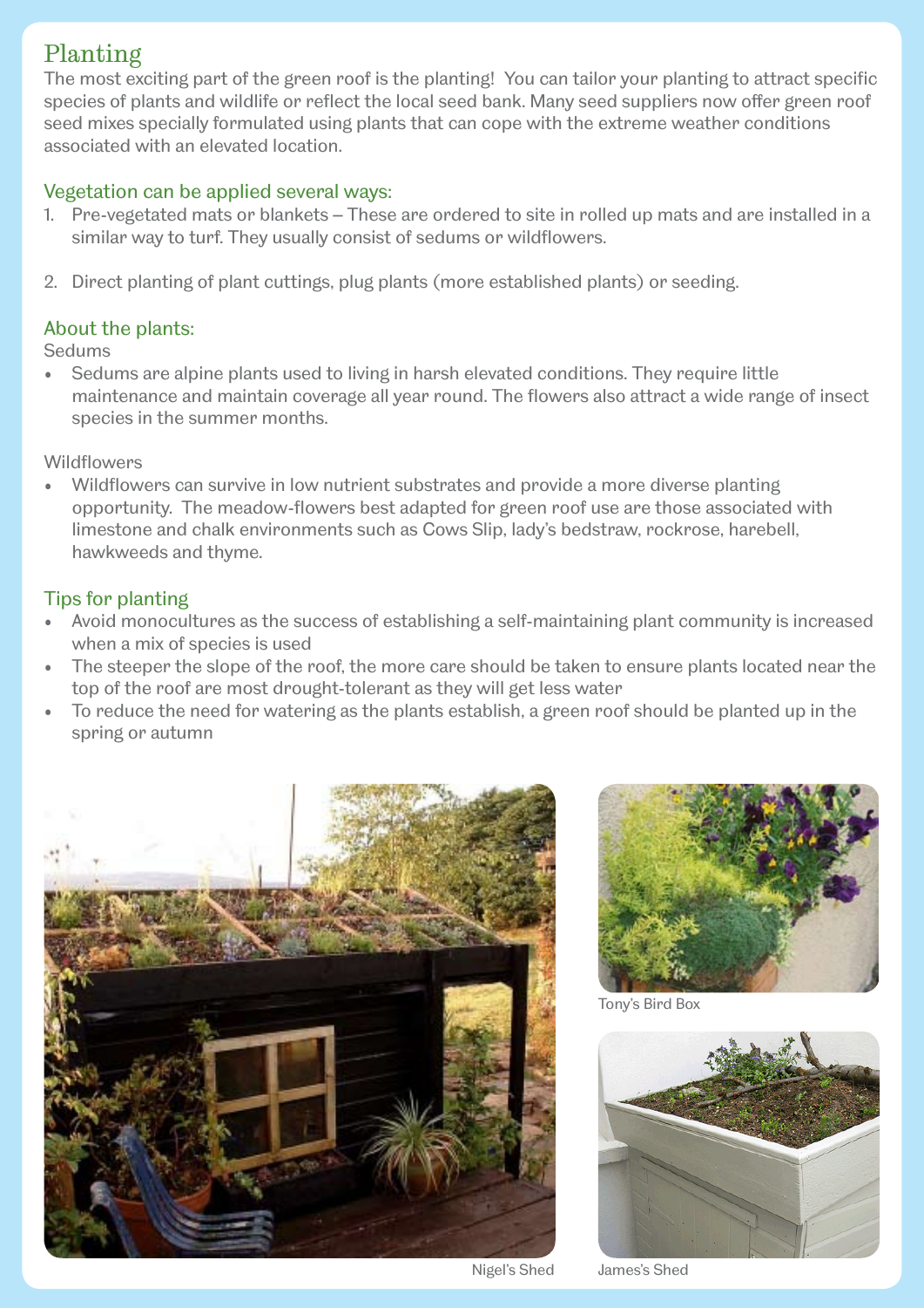## Planting

The most exciting part of the green roof is the planting! You can tailor your planting to attract specific species of plants and wildlife or reflect the local seed bank. Many seed suppliers now offer green roof seed mixes specially formulated using plants that can cope with the extreme weather conditions associated with an elevated location.

### Vegetation can be applied several ways:

1. Pre-vegetated mats or blankets – These are ordered to site in rolled up mats and are installed in a similar way to turf. They usually consist of sedums or wildflowers.

2. Direct planting of plant cuttings, plug plants (more established plants) or seeding.

### About the plants:

Sedums

- Sedums are alpine plants used to living in harsh elevated conditions. They require little maintenance and maintain coverage all year round. The flowers also attract a wide range of insect species in the summer months.

Wildflowers

- Wildflowers can survive in low nutrient substrates and provide a more diverse planting opportunity. The meadow-flowers best adapted for green roof use are those associated with limestone and chalk environments such as Cows Slip, lady's bedstraw, rockrose, harebell, hawkweeds and thyme.

### Tips for planting

- Avoid monocultures as the success of establishing a self-maintaining plant community is increased when a mix of species is used
- The steeper the slope of the roof, the more care should be taken to ensure plants located near the top of the roof are most drought-tolerant as they will get less water
- To reduce the need for watering as the plants establish, a green roof should be planted up in the spring or autumn

Nigel's Shed

Tony's Bird Box

James's Shed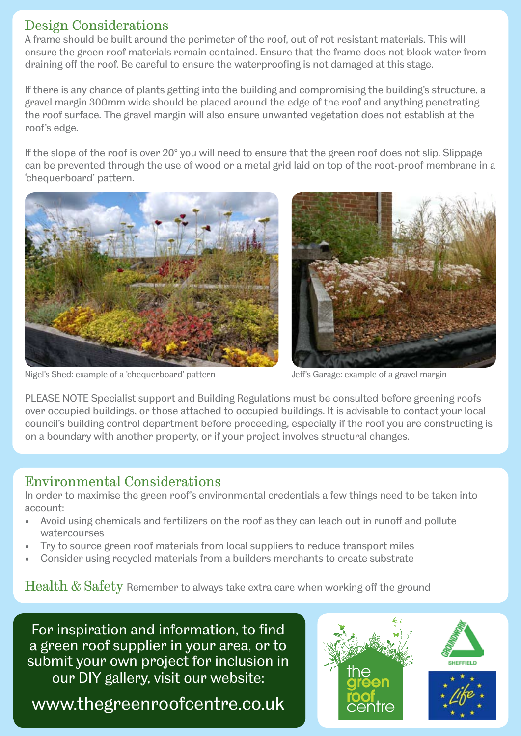## Design Considerations

A frame should be built around the perimeter of the roof, out of rot resistant materials. This will ensure the green roof materials remain contained. Ensure that the frame does not block water from draining off the roof. Be careful to ensure the waterproofing is not damaged at this stage.

If there is any chance of plants getting into the building and compromising the building's structure, a gravel margin 300mm wide should be placed around the edge of the roof and anything penetrating the roof surface. The gravel margin will also ensure unwanted vegetation does not establish at the roof's edge.

If the slope of the roof is over 20° you will need to ensure that the green roof does not slip. Slippage can be prevented through the use of wood or a metal grid laid on top of the root-proof membrane in a 'chequerboard' pattern.

Nigel's Shed: example of a 'chequerboard' pattern

Jeff's Garage: example of a gravel margin

PLEASE NOTE Specialist support and Building Regulations must be consulted before greening roofs over occupied buildings, or those attached to occupied buildings. It is advisable to contact your local council's building control department before proceeding, especially if the roof you are constructing is on a boundary with another property, or if your project involves structural changes.

## Environmental Considerations

In order to maximise the green roof's environmental credentials a few things need to be taken into account:

- Avoid using chemicals and fertilizers on the roof as they can leach out in runoff and pollute watercourses
- Try to source green roof materials from local suppliers to reduce transport miles
- Consider using recycled materials from a builders merchants to create substrate

## Health & Safety

Remember to always take extra care when working off the ground

For inspiration and information, to find a green roof supplier in your area, or to submit your own project for inclusion in our DIY gallery, visit our website:

www.thegreenroofcentre.co.uk

the green roof centre

GROUNDWORK SHEFFIELD

Life